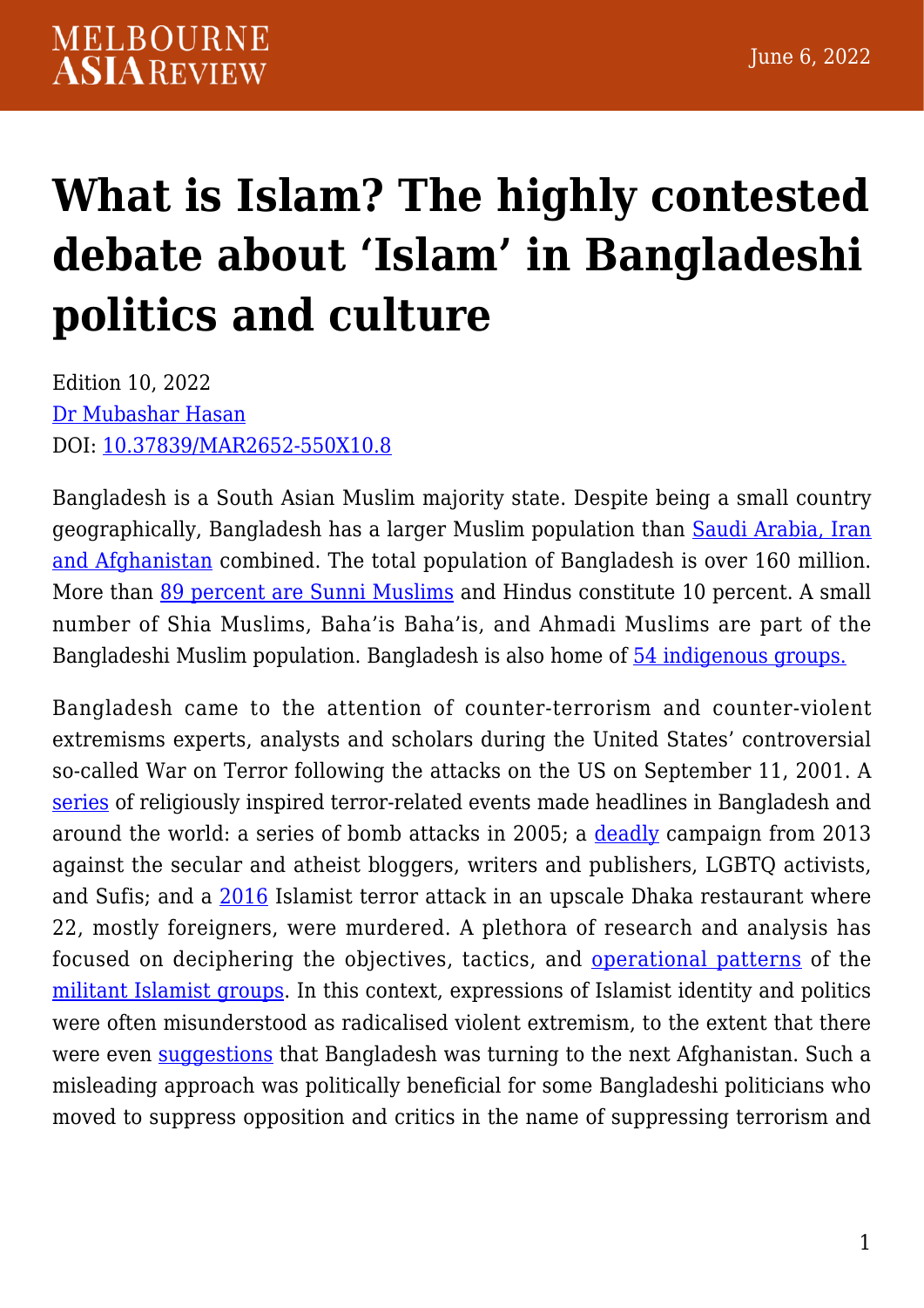# What is Islam? The highly contested debate about 'Islam' in Bangladeshi politics and culture

Edition 10, 2022
Dr Mubashar Hasan
DOI: 10.37839/MAR2652-550X10.8

Bangladesh is a South Asian Muslim majority state. Despite being a small country geographically, Bangladesh has a larger Muslim population than Saudi Arabia, Iran and Afghanistan combined. The total population of Bangladesh is over 160 million. More than 89 percent are Sunni Muslims and Hindus constitute 10 percent. A small number of Shia Muslims, Baha'is Baha'is, and Ahmadi Muslims are part of the Bangladeshi Muslim population. Bangladesh is also home of 54 indigenous groups.

Bangladesh came to the attention of counter-terrorism and counter-violent extremisms experts, analysts and scholars during the United States' controversial so-called War on Terror following the attacks on the US on September 11, 2001. A series of religiously inspired terror-related events made headlines in Bangladesh and around the world: a series of bomb attacks in 2005; a deadly campaign from 2013 against the secular and atheist bloggers, writers and publishers, LGBTQ activists, and Sufis; and a 2016 Islamist terror attack in an upscale Dhaka restaurant where 22, mostly foreigners, were murdered. A plethora of research and analysis has focused on deciphering the objectives, tactics, and operational patterns of the militant Islamist groups. In this context, expressions of Islamist identity and politics were often misunderstood as radicalised violent extremism, to the extent that there were even suggestions that Bangladesh was turning to the next Afghanistan. Such a misleading approach was politically beneficial for some Bangladeshi politicians who moved to suppress opposition and critics in the name of suppressing terrorism and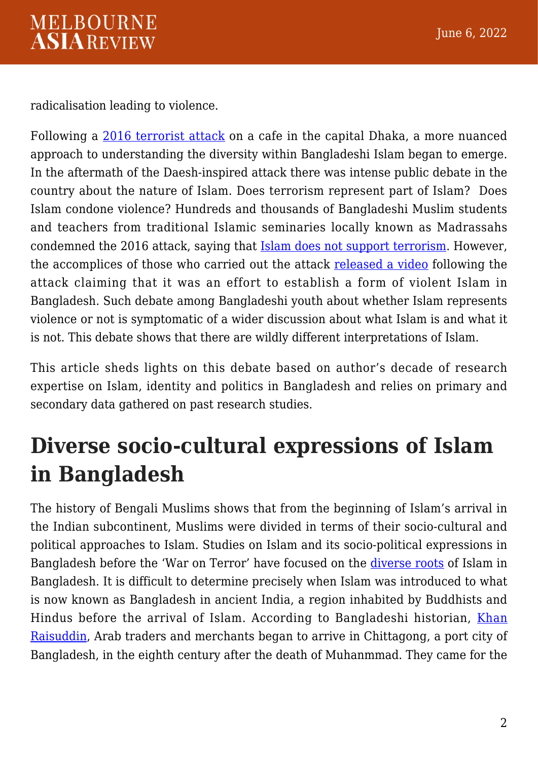radicalisation leading to violence.

Following a 2016 terrorist attack on a cafe in the capital Dhaka, a more nuanced approach to understanding the diversity within Bangladeshi Islam began to emerge. In the aftermath of the Daesh-inspired attack there was intense public debate in the country about the nature of Islam. Does terrorism represent part of Islam? Does Islam condone violence? Hundreds and thousands of Bangladeshi Muslim students and teachers from traditional Islamic seminaries locally known as Madrassahs condemned the 2016 attack, saying that Islam does not support terrorism. However, the accomplices of those who carried out the attack released a video following the attack claiming that it was an effort to establish a form of violent Islam in Bangladesh. Such debate among Bangladeshi youth about whether Islam represents violence or not is symptomatic of a wider discussion about what Islam is and what it is not. This debate shows that there are wildly different interpretations of Islam.

This article sheds lights on this debate based on author's decade of research expertise on Islam, identity and politics in Bangladesh and relies on primary and secondary data gathered on past research studies.

## Diverse socio-cultural expressions of Islam in Bangladesh

The history of Bengali Muslims shows that from the beginning of Islam's arrival in the Indian subcontinent, Muslims were divided in terms of their socio-cultural and political approaches to Islam. Studies on Islam and its socio-political expressions in Bangladesh before the 'War on Terror' have focused on the diverse roots of Islam in Bangladesh. It is difficult to determine precisely when Islam was introduced to what is now known as Bangladesh in ancient India, a region inhabited by Buddhists and Hindus before the arrival of Islam. According to Bangladeshi historian, Khan Raisuddin, Arab traders and merchants began to arrive in Chittagong, a port city of Bangladesh, in the eighth century after the death of Muhanmmad. They came for the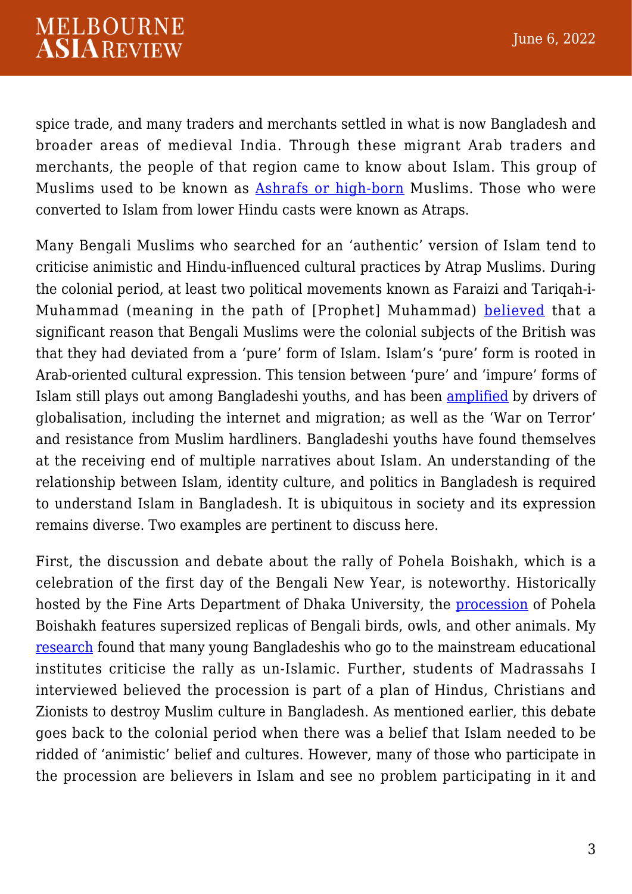spice trade, and many traders and merchants settled in what is now Bangladesh and broader areas of medieval India. Through these migrant Arab traders and merchants, the people of that region came to know about Islam. This group of Muslims used to be known as [Ashrafs or high-born]() Muslims. Those who were converted to Islam from lower Hindu casts were known as Atraps.

Many Bengali Muslims who searched for an 'authentic' version of Islam tend to criticise animistic and Hindu-influenced cultural practices by Atrap Muslims. During the colonial period, at least two political movements known as Faraizi and Tariqah-i-Muhammad (meaning in the path of [Prophet] Muhammad) [believed]() that a significant reason that Bengali Muslims were the colonial subjects of the British was that they had deviated from a 'pure' form of Islam. Islam's 'pure' form is rooted in Arab-oriented cultural expression. This tension between 'pure' and 'impure' forms of Islam still plays out among Bangladeshi youths, and has been [amplified]() by drivers of globalisation, including the internet and migration; as well as the 'War on Terror' and resistance from Muslim hardliners. Bangladeshi youths have found themselves at the receiving end of multiple narratives about Islam. An understanding of the relationship between Islam, identity culture, and politics in Bangladesh is required to understand Islam in Bangladesh. It is ubiquitous in society and its expression remains diverse. Two examples are pertinent to discuss here.

First, the discussion and debate about the rally of Pohela Boishakh, which is a celebration of the first day of the Bengali New Year, is noteworthy. Historically hosted by the Fine Arts Department of Dhaka University, the [procession]() of Pohela Boishakh features supersized replicas of Bengali birds, owls, and other animals. My [research]() found that many young Bangladeshis who go to the mainstream educational institutes criticise the rally as un-Islamic. Further, students of Madrassahs I interviewed believed the procession is part of a plan of Hindus, Christians and Zionists to destroy Muslim culture in Bangladesh. As mentioned earlier, this debate goes back to the colonial period when there was a belief that Islam needed to be ridded of 'animistic' belief and cultures. However, many of those who participate in the procession are believers in Islam and see no problem participating in it and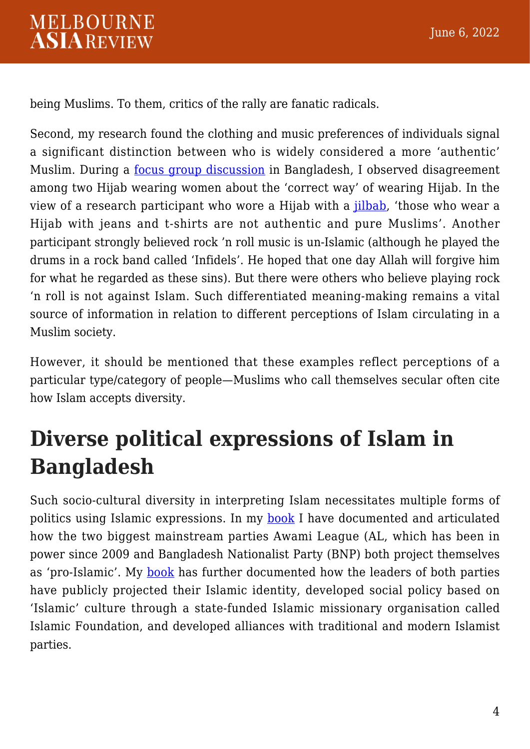being Muslims. To them, critics of the rally are fanatic radicals.

Second, my research found the clothing and music preferences of individuals signal a significant distinction between who is widely considered a more 'authentic' Muslim. During a focus group discussion in Bangladesh, I observed disagreement among two Hijab wearing women about the 'correct way' of wearing Hijab. In the view of a research participant who wore a Hijab with a jilbab, 'those who wear a Hijab with jeans and t-shirts are not authentic and pure Muslims'. Another participant strongly believed rock 'n roll music is un-Islamic (although he played the drums in a rock band called 'Infidels'. He hoped that one day Allah will forgive him for what he regarded as these sins). But there were others who believe playing rock 'n roll is not against Islam. Such differentiated meaning-making remains a vital source of information in relation to different perceptions of Islam circulating in a Muslim society.

However, it should be mentioned that these examples reflect perceptions of a particular type/category of people—Muslims who call themselves secular often cite how Islam accepts diversity.

## Diverse political expressions of Islam in Bangladesh

Such socio-cultural diversity in interpreting Islam necessitates multiple forms of politics using Islamic expressions. In my book I have documented and articulated how the two biggest mainstream parties Awami League (AL, which has been in power since 2009 and Bangladesh Nationalist Party (BNP) both project themselves as 'pro-Islamic'. My book has further documented how the leaders of both parties have publicly projected their Islamic identity, developed social policy based on 'Islamic' culture through a state-funded Islamic missionary organisation called Islamic Foundation, and developed alliances with traditional and modern Islamist parties.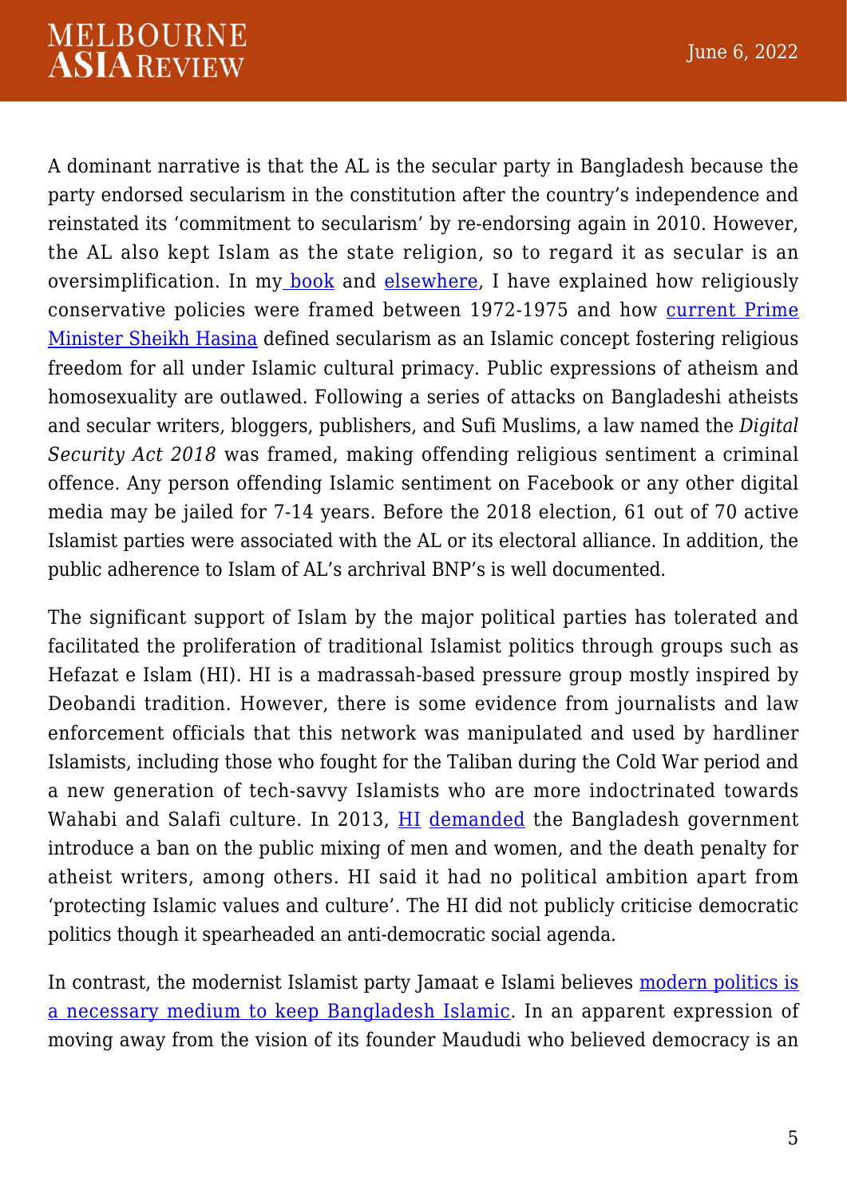A dominant narrative is that the AL is the secular party in Bangladesh because the party endorsed secularism in the constitution after the country's independence and reinstated its 'commitment to secularism' by re-endorsing again in 2010. However, the AL also kept Islam as the state religion, so to regard it as secular is an oversimplification. In my book and elsewhere, I have explained how religiously conservative policies were framed between 1972-1975 and how current Prime Minister Sheikh Hasina defined secularism as an Islamic concept fostering religious freedom for all under Islamic cultural primacy. Public expressions of atheism and homosexuality are outlawed. Following a series of attacks on Bangladeshi atheists and secular writers, bloggers, publishers, and Sufi Muslims, a law named the *Digital Security Act 2018* was framed, making offending religious sentiment a criminal offence. Any person offending Islamic sentiment on Facebook or any other digital media may be jailed for 7-14 years. Before the 2018 election, 61 out of 70 active Islamist parties were associated with the AL or its electoral alliance. In addition, the public adherence to Islam of AL's archrival BNP's is well documented.

The significant support of Islam by the major political parties has tolerated and facilitated the proliferation of traditional Islamist politics through groups such as Hefazat e Islam (HI). HI is a madrassah-based pressure group mostly inspired by Deobandi tradition. However, there is some evidence from journalists and law enforcement officials that this network was manipulated and used by hardliner Islamists, including those who fought for the Taliban during the Cold War period and a new generation of tech-savvy Islamists who are more indoctrinated towards Wahabi and Salafi culture. In 2013, HI demanded the Bangladesh government introduce a ban on the public mixing of men and women, and the death penalty for atheist writers, among others. HI said it had no political ambition apart from 'protecting Islamic values and culture'. The HI did not publicly criticise democratic politics though it spearheaded an anti-democratic social agenda.

In contrast, the modernist Islamist party Jamaat e Islami believes modern politics is a necessary medium to keep Bangladesh Islamic. In an apparent expression of moving away from the vision of its founder Maududi who believed democracy is an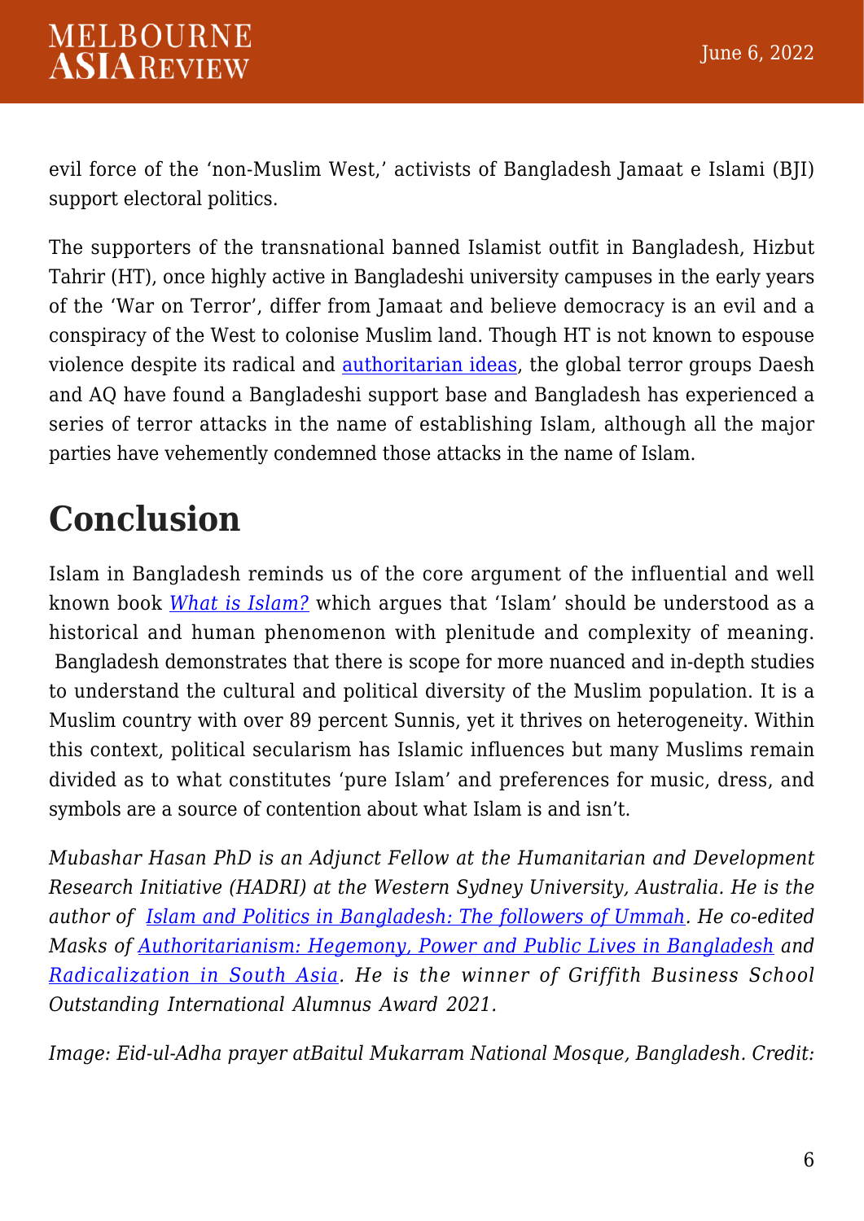evil force of the 'non-Muslim West,' activists of Bangladesh Jamaat e Islami (BJI) support electoral politics.

The supporters of the transnational banned Islamist outfit in Bangladesh, Hizbut Tahrir (HT), once highly active in Bangladeshi university campuses in the early years of the 'War on Terror', differ from Jamaat and believe democracy is an evil and a conspiracy of the West to colonise Muslim land. Though HT is not known to espouse violence despite its radical and authoritarian ideas, the global terror groups Daesh and AQ have found a Bangladeshi support base and Bangladesh has experienced a series of terror attacks in the name of establishing Islam, although all the major parties have vehemently condemned those attacks in the name of Islam.

# Conclusion

Islam in Bangladesh reminds us of the core argument of the influential and well known book *What is Islam?* which argues that 'Islam' should be understood as a historical and human phenomenon with plenitude and complexity of meaning. Bangladesh demonstrates that there is scope for more nuanced and in-depth studies to understand the cultural and political diversity of the Muslim population. It is a Muslim country with over 89 percent Sunnis, yet it thrives on heterogeneity. Within this context, political secularism has Islamic influences but many Muslims remain divided as to what constitutes 'pure Islam' and preferences for music, dress, and symbols are a source of contention about what Islam is and isn't.

*Mubashar Hasan PhD is an Adjunct Fellow at the Humanitarian and Development Research Initiative (HADRI) at the Western Sydney University, Australia. He is the author of Islam and Politics in Bangladesh: The followers of Ummah. He co-edited Masks of Authoritarianism: Hegemony, Power and Public Lives in Bangladesh and Radicalization in South Asia. He is the winner of Griffith Business School Outstanding International Alumnus Award 2021.*

*Image: Eid-ul-Adha prayer atBaitul Mukarram National Mosque, Bangladesh. Credit:*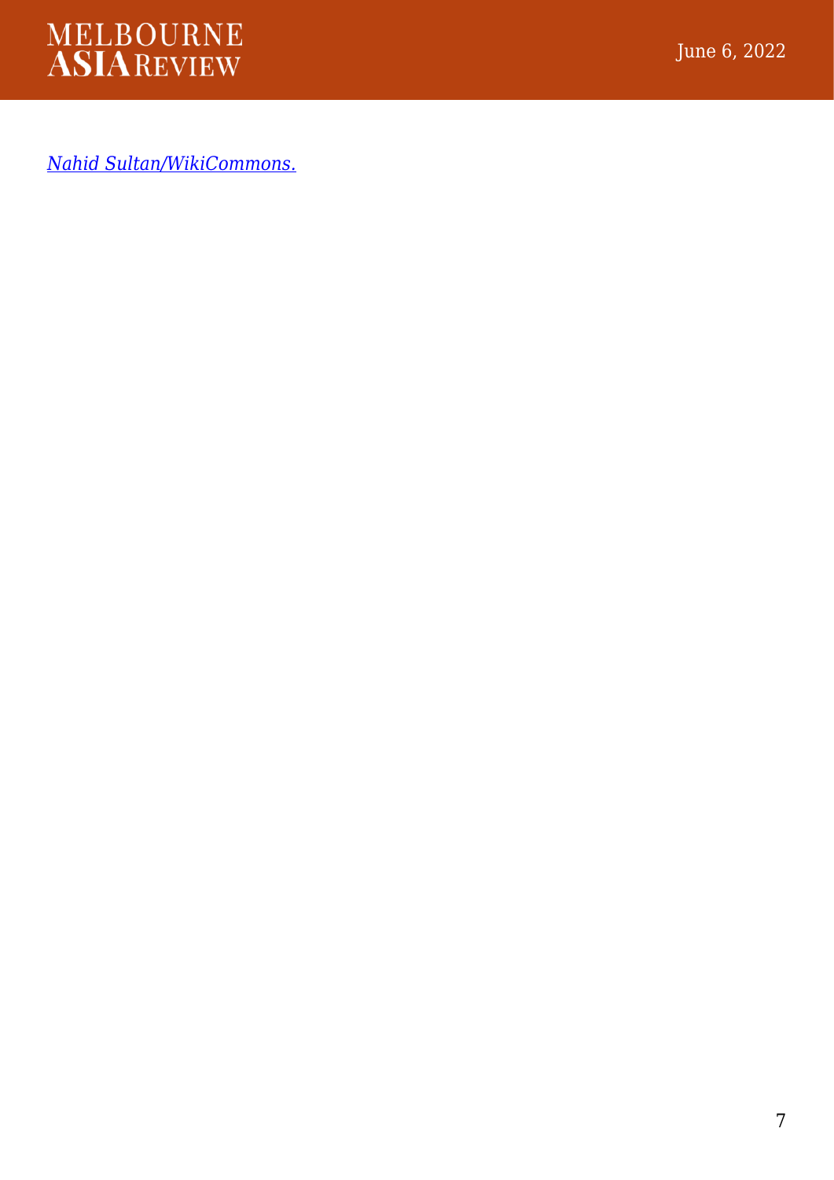[*Nahid Sultan/WikiCommons.*]